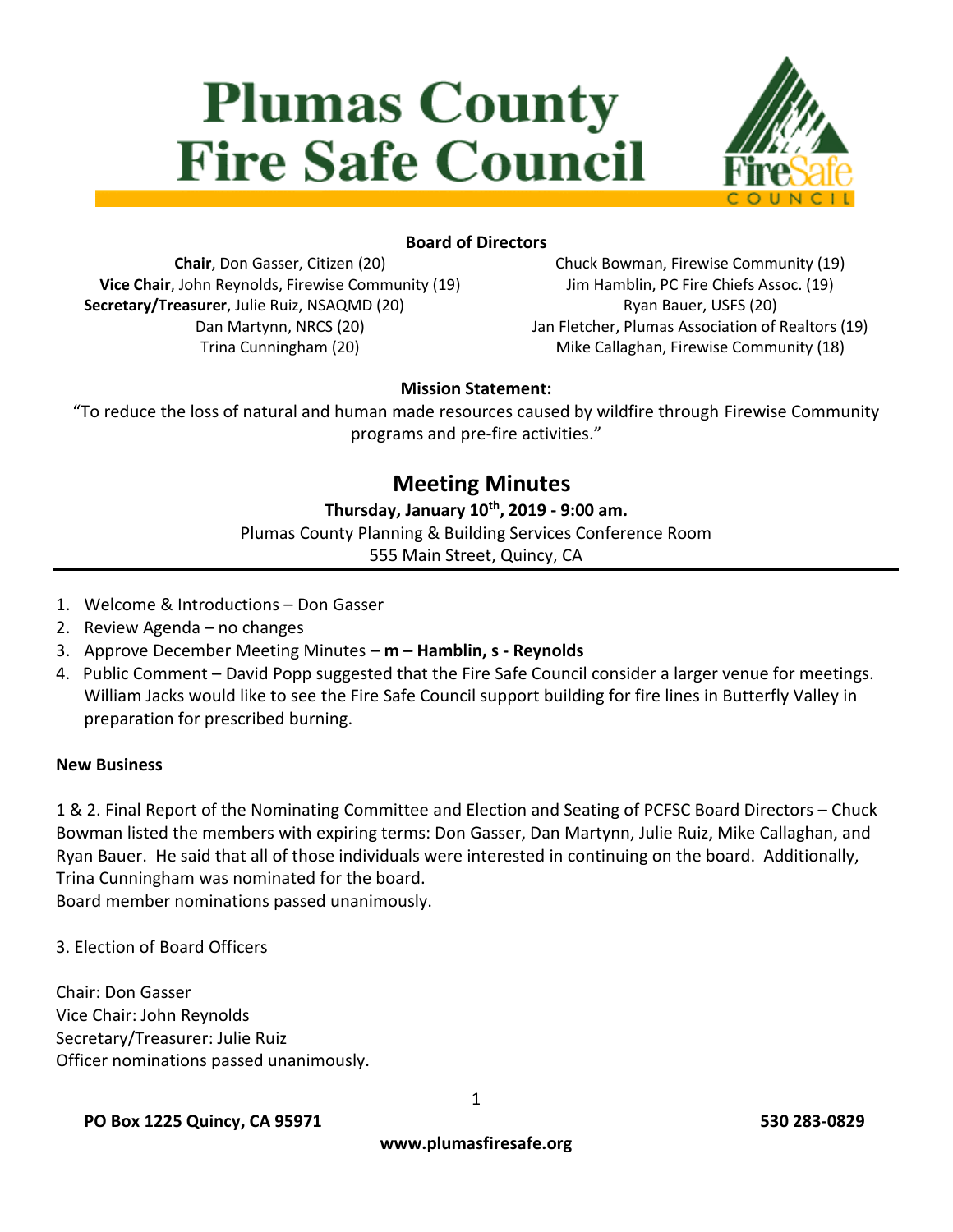# Plumas County Fire Safe Council

**Board of Directors**

**Chair**, Don Gasser, Citizen (20)
**Vice Chair**, John Reynolds, Firewise Community (19)
**Secretary/Treasurer**, Julie Ruiz, NSAQMD (20)
Dan Martynn, NRCS (20)
Trina Cunningham (20)
Chuck Bowman, Firewise Community (19)
Jim Hamblin, PC Fire Chiefs Assoc. (19)
Ryan Bauer, USFS (20)
Jan Fletcher, Plumas Association of Realtors (19)
Mike Callaghan, Firewise Community (18)

**Mission Statement:**

"To reduce the loss of natural and human made resources caused by wildfire through Firewise Community programs and pre-fire activities."

## Meeting Minutes

**Thursday, January 10th, 2019 - 9:00 am.**

Plumas County Planning & Building Services Conference Room
555 Main Street, Quincy, CA

---

1. Welcome & Introductions – Don Gasser
2. Review Agenda – no changes
3. Approve December Meeting Minutes – **m – Hamblin, s - Reynolds**
4. Public Comment – David Popp suggested that the Fire Safe Council consider a larger venue for meetings. William Jacks would like to see the Fire Safe Council support building for fire lines in Butterfly Valley in preparation for prescribed burning.

**New Business**

1 & 2. Final Report of the Nominating Committee and Election and Seating of PCFSC Board Directors – Chuck Bowman listed the members with expiring terms: Don Gasser, Dan Martynn, Julie Ruiz, Mike Callaghan, and Ryan Bauer. He said that all of those individuals were interested in continuing on the board. Additionally, Trina Cunningham was nominated for the board.
Board member nominations passed unanimously.

3. Election of Board Officers

Chair: Don Gasser
Vice Chair: John Reynolds
Secretary/Treasurer: Julie Ruiz
Officer nominations passed unanimously.

PO Box 1225 Quincy, CA 95971 530 283-0829
www.plumasfiresafe.org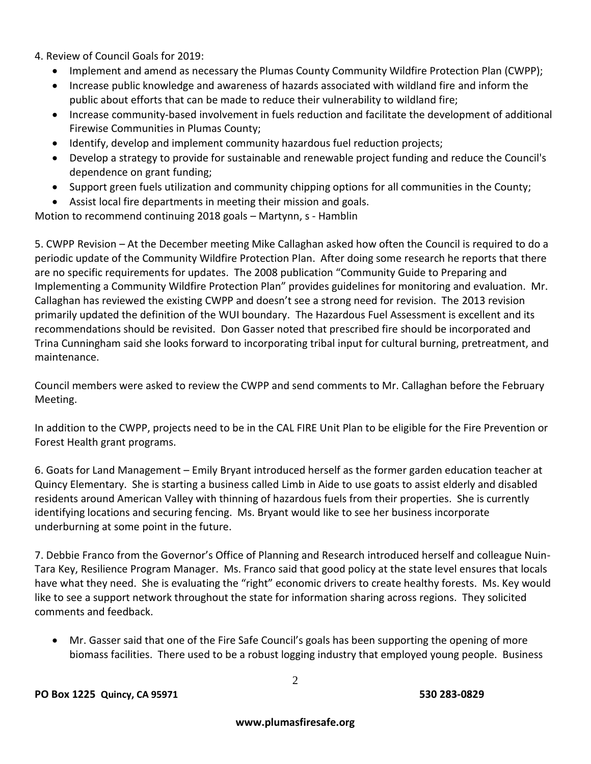4. Review of Council Goals for 2019:

- Implement and amend as necessary the Plumas County Community Wildfire Protection Plan (CWPP);
- Increase public knowledge and awareness of hazards associated with wildland fire and inform the public about efforts that can be made to reduce their vulnerability to wildland fire;
- Increase community-based involvement in fuels reduction and facilitate the development of additional Firewise Communities in Plumas County;
- Identify, develop and implement community hazardous fuel reduction projects;
- Develop a strategy to provide for sustainable and renewable project funding and reduce the Council's dependence on grant funding;
- Support green fuels utilization and community chipping options for all communities in the County;
- Assist local fire departments in meeting their mission and goals.

Motion to recommend continuing 2018 goals – Martynn, s - Hamblin

5. CWPP Revision – At the December meeting Mike Callaghan asked how often the Council is required to do a periodic update of the Community Wildfire Protection Plan. After doing some research he reports that there are no specific requirements for updates. The 2008 publication "Community Guide to Preparing and Implementing a Community Wildfire Protection Plan" provides guidelines for monitoring and evaluation. Mr. Callaghan has reviewed the existing CWPP and doesn't see a strong need for revision. The 2013 revision primarily updated the definition of the WUI boundary. The Hazardous Fuel Assessment is excellent and its recommendations should be revisited. Don Gasser noted that prescribed fire should be incorporated and Trina Cunningham said she looks forward to incorporating tribal input for cultural burning, pretreatment, and maintenance.

Council members were asked to review the CWPP and send comments to Mr. Callaghan before the February Meeting.

In addition to the CWPP, projects need to be in the CAL FIRE Unit Plan to be eligible for the Fire Prevention or Forest Health grant programs.

6. Goats for Land Management – Emily Bryant introduced herself as the former garden education teacher at Quincy Elementary. She is starting a business called Limb in Aide to use goats to assist elderly and disabled residents around American Valley with thinning of hazardous fuels from their properties. She is currently identifying locations and securing fencing. Ms. Bryant would like to see her business incorporate underburning at some point in the future.

7. Debbie Franco from the Governor's Office of Planning and Research introduced herself and colleague Nuin-Tara Key, Resilience Program Manager. Ms. Franco said that good policy at the state level ensures that locals have what they need. She is evaluating the "right" economic drivers to create healthy forests. Ms. Key would like to see a support network throughout the state for information sharing across regions. They solicited comments and feedback.

- Mr. Gasser said that one of the Fire Safe Council's goals has been supporting the opening of more biomass facilities. There used to be a robust logging industry that employed young people. Business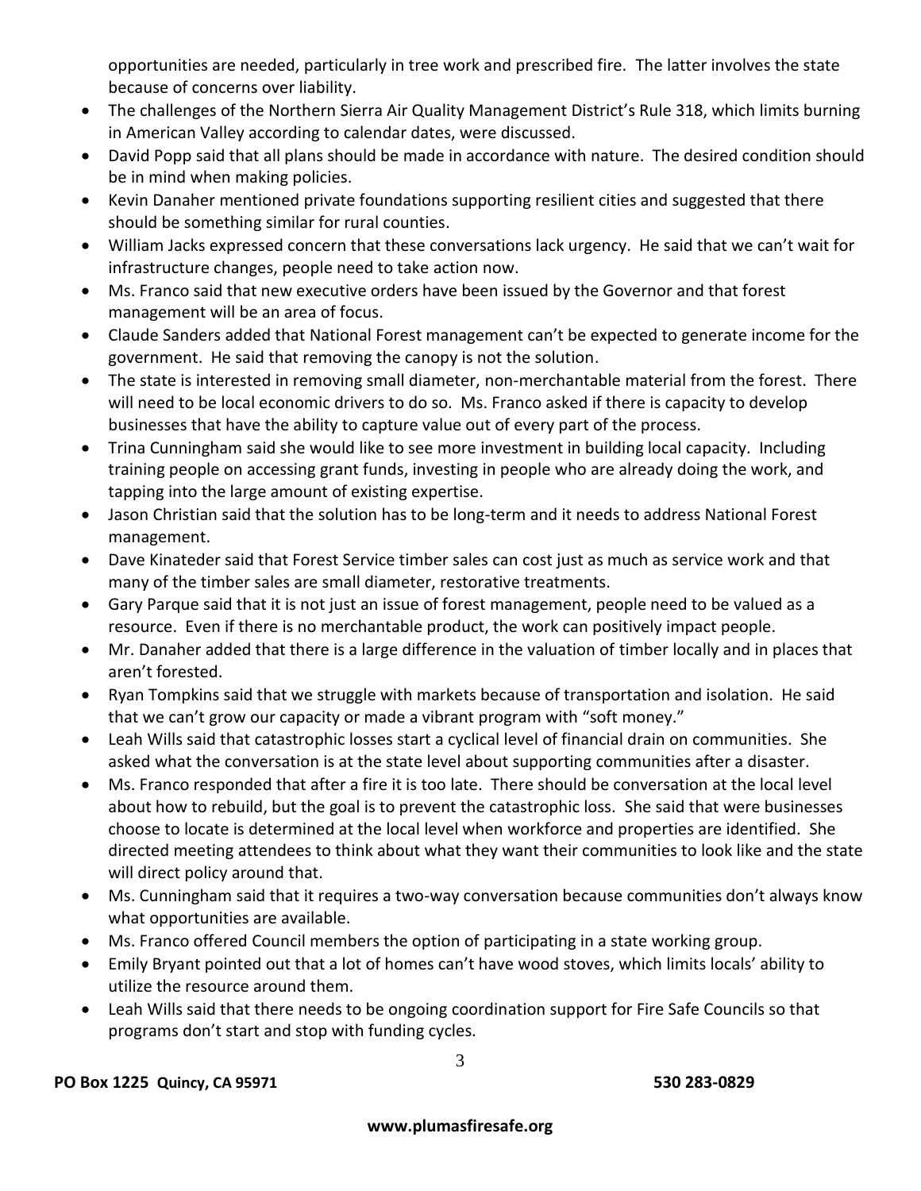opportunities are needed, particularly in tree work and prescribed fire. The latter involves the state because of concerns over liability.

- The challenges of the Northern Sierra Air Quality Management District's Rule 318, which limits burning in American Valley according to calendar dates, were discussed.
- David Popp said that all plans should be made in accordance with nature. The desired condition should be in mind when making policies.
- Kevin Danaher mentioned private foundations supporting resilient cities and suggested that there should be something similar for rural counties.
- William Jacks expressed concern that these conversations lack urgency. He said that we can't wait for infrastructure changes, people need to take action now.
- Ms. Franco said that new executive orders have been issued by the Governor and that forest management will be an area of focus.
- Claude Sanders added that National Forest management can't be expected to generate income for the government. He said that removing the canopy is not the solution.
- The state is interested in removing small diameter, non-merchantable material from the forest. There will need to be local economic drivers to do so. Ms. Franco asked if there is capacity to develop businesses that have the ability to capture value out of every part of the process.
- Trina Cunningham said she would like to see more investment in building local capacity. Including training people on accessing grant funds, investing in people who are already doing the work, and tapping into the large amount of existing expertise.
- Jason Christian said that the solution has to be long-term and it needs to address National Forest management.
- Dave Kinateder said that Forest Service timber sales can cost just as much as service work and that many of the timber sales are small diameter, restorative treatments.
- Gary Parque said that it is not just an issue of forest management, people need to be valued as a resource. Even if there is no merchantable product, the work can positively impact people.
- Mr. Danaher added that there is a large difference in the valuation of timber locally and in places that aren't forested.
- Ryan Tompkins said that we struggle with markets because of transportation and isolation. He said that we can't grow our capacity or made a vibrant program with "soft money."
- Leah Wills said that catastrophic losses start a cyclical level of financial drain on communities. She asked what the conversation is at the state level about supporting communities after a disaster.
- Ms. Franco responded that after a fire it is too late. There should be conversation at the local level about how to rebuild, but the goal is to prevent the catastrophic loss. She said that were businesses choose to locate is determined at the local level when workforce and properties are identified. She directed meeting attendees to think about what they want their communities to look like and the state will direct policy around that.
- Ms. Cunningham said that it requires a two-way conversation because communities don't always know what opportunities are available.
- Ms. Franco offered Council members the option of participating in a state working group.
- Emily Bryant pointed out that a lot of homes can't have wood stoves, which limits locals' ability to utilize the resource around them.
- Leah Wills said that there needs to be ongoing coordination support for Fire Safe Councils so that programs don't start and stop with funding cycles.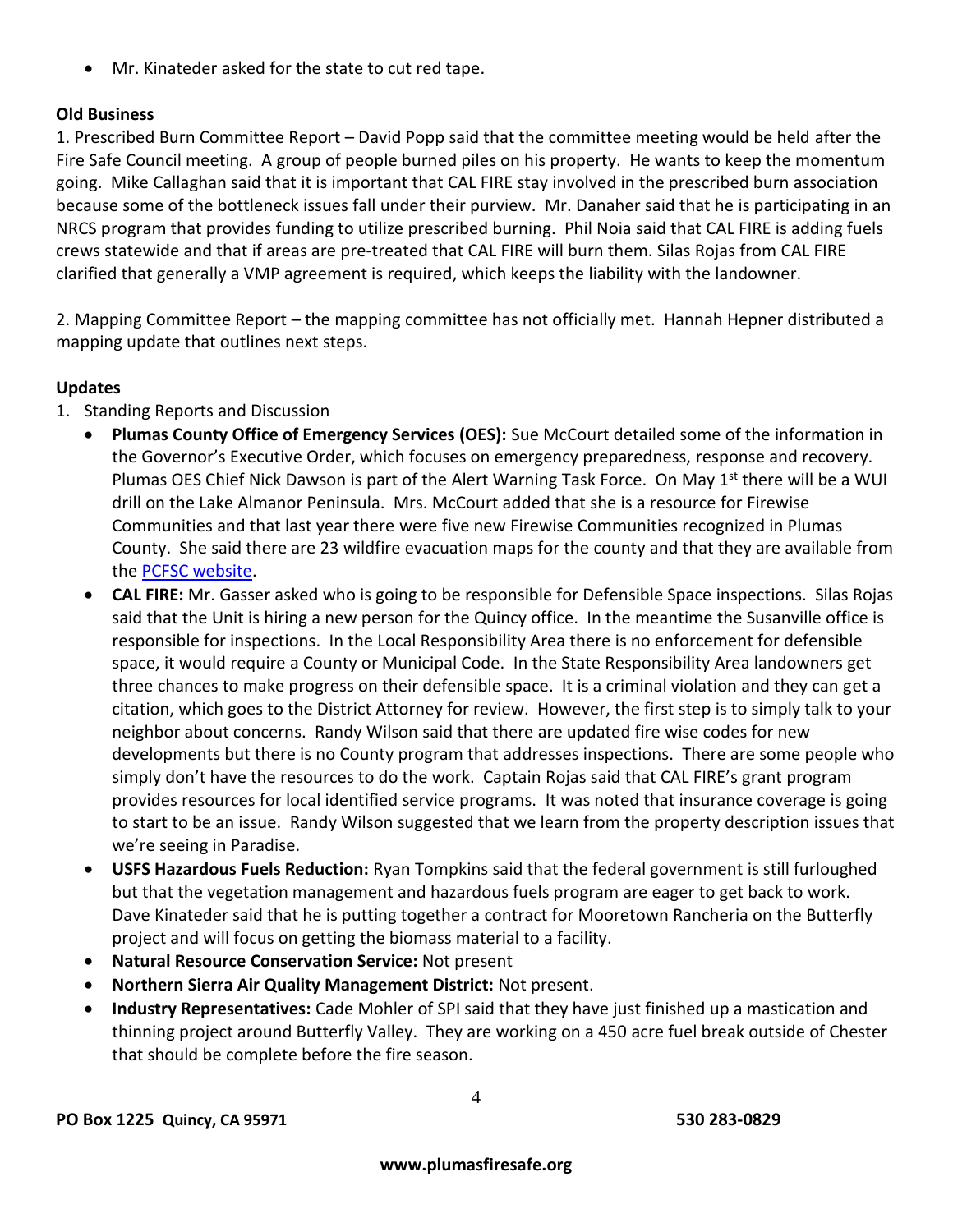- Mr. Kinateder asked for the state to cut red tape.

**Old Business**

1. Prescribed Burn Committee Report – David Popp said that the committee meeting would be held after the Fire Safe Council meeting. A group of people burned piles on his property. He wants to keep the momentum going. Mike Callaghan said that it is important that CAL FIRE stay involved in the prescribed burn association because some of the bottleneck issues fall under their purview. Mr. Danaher said that he is participating in an NRCS program that provides funding to utilize prescribed burning. Phil Noia said that CAL FIRE is adding fuels crews statewide and that if areas are pre-treated that CAL FIRE will burn them. Silas Rojas from CAL FIRE clarified that generally a VMP agreement is required, which keeps the liability with the landowner.

2. Mapping Committee Report – the mapping committee has not officially met. Hannah Hepner distributed a mapping update that outlines next steps.

**Updates**

1. Standing Reports and Discussion
   - **Plumas County Office of Emergency Services (OES):** Sue McCourt detailed some of the information in the Governor's Executive Order, which focuses on emergency preparedness, response and recovery. Plumas OES Chief Nick Dawson is part of the Alert Warning Task Force. On May 1st there will be a WUI drill on the Lake Almanor Peninsula. Mrs. McCourt added that she is a resource for Firewise Communities and that last year there were five new Firewise Communities recognized in Plumas County. She said there are 23 wildfire evacuation maps for the county and that they are available from the PCFSC website.
   - **CAL FIRE:** Mr. Gasser asked who is going to be responsible for Defensible Space inspections. Silas Rojas said that the Unit is hiring a new person for the Quincy office. In the meantime the Susanville office is responsible for inspections. In the Local Responsibility Area there is no enforcement for defensible space, it would require a County or Municipal Code. In the State Responsibility Area landowners get three chances to make progress on their defensible space. It is a criminal violation and they can get a citation, which goes to the District Attorney for review. However, the first step is to simply talk to your neighbor about concerns. Randy Wilson said that there are updated fire wise codes for new developments but there is no County program that addresses inspections. There are some people who simply don't have the resources to do the work. Captain Rojas said that CAL FIRE's grant program provides resources for local identified service programs. It was noted that insurance coverage is going to start to be an issue. Randy Wilson suggested that we learn from the property description issues that we're seeing in Paradise.
   - **USFS Hazardous Fuels Reduction:** Ryan Tompkins said that the federal government is still furloughed but that the vegetation management and hazardous fuels program are eager to get back to work. Dave Kinateder said that he is putting together a contract for Mooretown Rancheria on the Butterfly project and will focus on getting the biomass material to a facility.
   - **Natural Resource Conservation Service:** Not present
   - **Northern Sierra Air Quality Management District:** Not present.
   - **Industry Representatives:** Cade Mohler of SPI said that they have just finished up a mastication and thinning project around Butterfly Valley. They are working on a 450 acre fuel break outside of Chester that should be complete before the fire season.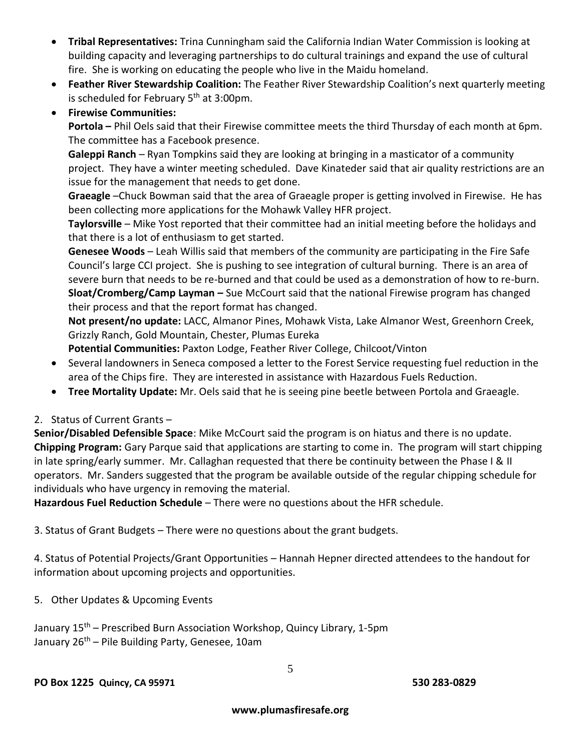- **Tribal Representatives:** Trina Cunningham said the California Indian Water Commission is looking at building capacity and leveraging partnerships to do cultural trainings and expand the use of cultural fire. She is working on educating the people who live in the Maidu homeland.
- **Feather River Stewardship Coalition:** The Feather River Stewardship Coalition's next quarterly meeting is scheduled for February 5th at 3:00pm.
- **Firewise Communities:**
  **Portola –** Phil Oels said that their Firewise committee meets the third Thursday of each month at 6pm. The committee has a Facebook presence.
  **Galeppi Ranch** – Ryan Tompkins said they are looking at bringing in a masticator of a community project. They have a winter meeting scheduled. Dave Kinateder said that air quality restrictions are an issue for the management that needs to get done.
  **Graeagle** –Chuck Bowman said that the area of Graeagle proper is getting involved in Firewise. He has been collecting more applications for the Mohawk Valley HFR project.
  **Taylorsville** – Mike Yost reported that their committee had an initial meeting before the holidays and that there is a lot of enthusiasm to get started.
  **Genesee Woods** – Leah Willis said that members of the community are participating in the Fire Safe Council's large CCI project. She is pushing to see integration of cultural burning. There is an area of severe burn that needs to be re-burned and that could be used as a demonstration of how to re-burn.
  **Sloat/Cromberg/Camp Layman –** Sue McCourt said that the national Firewise program has changed their process and that the report format has changed.
  **Not present/no update:** LACC, Almanor Pines, Mohawk Vista, Lake Almanor West, Greenhorn Creek, Grizzly Ranch, Gold Mountain, Chester, Plumas Eureka
  **Potential Communities:** Paxton Lodge, Feather River College, Chilcoot/Vinton
- Several landowners in Seneca composed a letter to the Forest Service requesting fuel reduction in the area of the Chips fire. They are interested in assistance with Hazardous Fuels Reduction.
- **Tree Mortality Update:** Mr. Oels said that he is seeing pine beetle between Portola and Graeagle.

2. Status of Current Grants –

**Senior/Disabled Defensible Space**: Mike McCourt said the program is on hiatus and there is no update.
**Chipping Program:** Gary Parque said that applications are starting to come in. The program will start chipping in late spring/early summer. Mr. Callaghan requested that there be continuity between the Phase I & II operators. Mr. Sanders suggested that the program be available outside of the regular chipping schedule for individuals who have urgency in removing the material.
**Hazardous Fuel Reduction Schedule** – There were no questions about the HFR schedule.

3. Status of Grant Budgets – There were no questions about the grant budgets.

4. Status of Potential Projects/Grant Opportunities – Hannah Hepner directed attendees to the handout for information about upcoming projects and opportunities.

5. Other Updates & Upcoming Events

January 15th – Prescribed Burn Association Workshop, Quincy Library, 1-5pm
January 26th – Pile Building Party, Genesee, 10am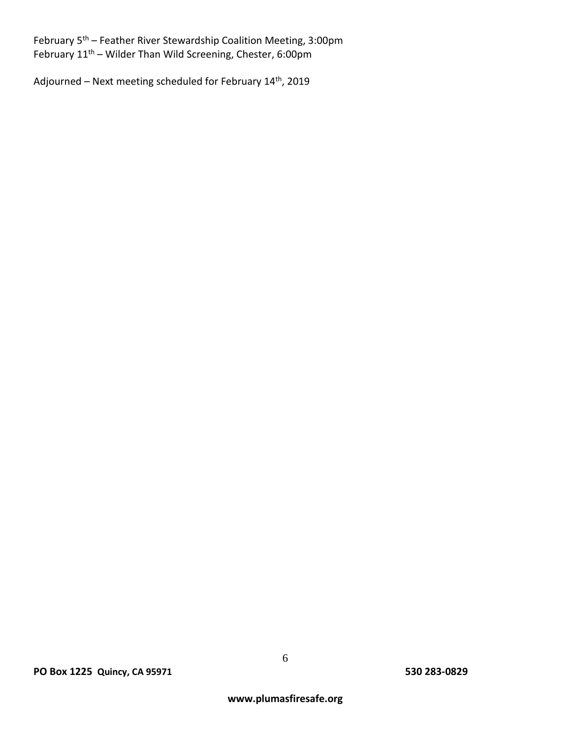February 5th – Feather River Stewardship Coalition Meeting, 3:00pm
February 11th – Wilder Than Wild Screening, Chester, 6:00pm

Adjourned – Next meeting scheduled for February 14th, 2019